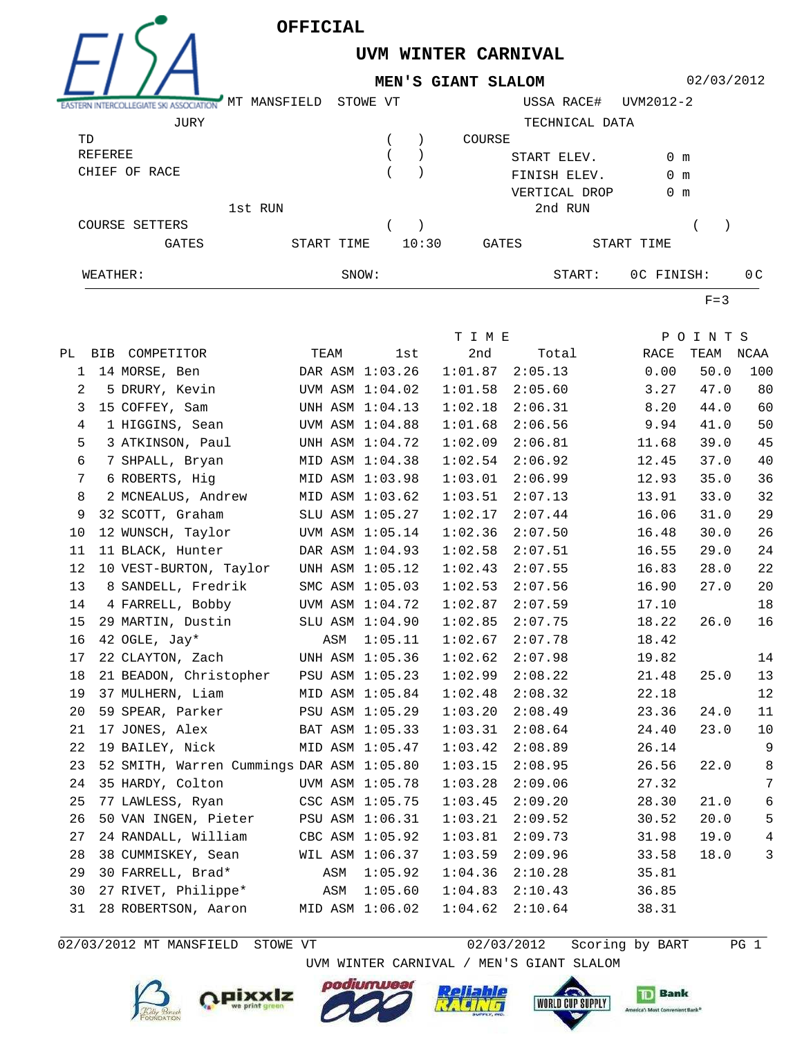# OFFICIAL

## UVM WINTER CARNIVAL

### MEN'S GIANT SLALOM

02/03/2012

MT MANSFIELD STOWE VT

USSA RACE# UVM2012-2

JURY

TD ( )

REFEREE ( )

CHIEF OF RACE ( )

TECHNICAL DATA

COURSE

START ELEV. 0 m

FINISH ELEV. 0 m

VERTICAL DROP 0 m

1st RUN

COURSE SETTERS ( )

GATES START TIME 10:30

2nd RUN

( )

GATES START TIME

WEATHER: SNOW: START: 0C FINISH: 0C

F=3

| PL | BIB | COMPETITOR | TEAM | 1st | 2nd | Total | RACE | TEAM | NCAA |
|---|---|---|---|---|---|---|---|---|---|
| 1 | 14 | MORSE, Ben | DAR ASM | 1:03.26 | 1:01.87 | 2:05.13 | 0.00 | 50.0 | 100 |
| 2 | 5 | DRURY, Kevin | UVM ASM | 1:04.02 | 1:01.58 | 2:05.60 | 3.27 | 47.0 | 80 |
| 3 | 15 | COFFEY, Sam | UNH ASM | 1:04.13 | 1:02.18 | 2:06.31 | 8.20 | 44.0 | 60 |
| 4 | 1 | HIGGINS, Sean | UVM ASM | 1:04.88 | 1:01.68 | 2:06.56 | 9.94 | 41.0 | 50 |
| 5 | 3 | ATKINSON, Paul | UNH ASM | 1:04.72 | 1:02.09 | 2:06.81 | 11.68 | 39.0 | 45 |
| 6 | 7 | SHPALL, Bryan | MID ASM | 1:04.38 | 1:02.54 | 2:06.92 | 12.45 | 37.0 | 40 |
| 7 | 6 | ROBERTS, Hig | MID ASM | 1:03.98 | 1:03.01 | 2:06.99 | 12.93 | 35.0 | 36 |
| 8 | 2 | MCNEALUS, Andrew | MID ASM | 1:03.62 | 1:03.51 | 2:07.13 | 13.91 | 33.0 | 32 |
| 9 | 32 | SCOTT, Graham | SLU ASM | 1:05.27 | 1:02.17 | 2:07.44 | 16.06 | 31.0 | 29 |
| 10 | 12 | WUNSCH, Taylor | UVM ASM | 1:05.14 | 1:02.36 | 2:07.50 | 16.48 | 30.0 | 26 |
| 11 | 11 | BLACK, Hunter | DAR ASM | 1:04.93 | 1:02.58 | 2:07.51 | 16.55 | 29.0 | 24 |
| 12 | 10 | VEST-BURTON, Taylor | UNH ASM | 1:05.12 | 1:02.43 | 2:07.55 | 16.83 | 28.0 | 22 |
| 13 | 8 | SANDELL, Fredrik | SMC ASM | 1:05.03 | 1:02.53 | 2:07.56 | 16.90 | 27.0 | 20 |
| 14 | 4 | FARRELL, Bobby | UVM ASM | 1:04.72 | 1:02.87 | 2:07.59 | 17.10 | | 18 |
| 15 | 29 | MARTIN, Dustin | SLU ASM | 1:04.90 | 1:02.85 | 2:07.75 | 18.22 | 26.0 | 16 |
| 16 | 42 | OGLE, Jay* | ASM | 1:05.11 | 1:02.67 | 2:07.78 | 18.42 | | |
| 17 | 22 | CLAYTON, Zach | UNH ASM | 1:05.36 | 1:02.62 | 2:07.98 | 19.82 | | 14 |
| 18 | 21 | BEADON, Christopher | PSU ASM | 1:05.23 | 1:02.99 | 2:08.22 | 21.48 | 25.0 | 13 |
| 19 | 37 | MULHERN, Liam | MID ASM | 1:05.84 | 1:02.48 | 2:08.32 | 22.18 | | 12 |
| 20 | 59 | SPEAR, Parker | PSU ASM | 1:05.29 | 1:03.20 | 2:08.49 | 23.36 | 24.0 | 11 |
| 21 | 17 | JONES, Alex | BAT ASM | 1:05.33 | 1:03.31 | 2:08.64 | 24.40 | 23.0 | 10 |
| 22 | 19 | BAILEY, Nick | MID ASM | 1:05.47 | 1:03.42 | 2:08.89 | 26.14 | | 9 |
| 23 | 52 | SMITH, Warren Cummings | DAR ASM | 1:05.80 | 1:03.15 | 2:08.95 | 26.56 | 22.0 | 8 |
| 24 | 35 | HARDY, Colton | UVM ASM | 1:05.78 | 1:03.28 | 2:09.06 | 27.32 | | 7 |
| 25 | 77 | LAWLESS, Ryan | CSC ASM | 1:05.75 | 1:03.45 | 2:09.20 | 28.30 | 21.0 | 6 |
| 26 | 50 | VAN INGEN, Pieter | PSU ASM | 1:06.31 | 1:03.21 | 2:09.52 | 30.52 | 20.0 | 5 |
| 27 | 24 | RANDALL, William | CBC ASM | 1:05.92 | 1:03.81 | 2:09.73 | 31.98 | 19.0 | 4 |
| 28 | 38 | CUMMISKEY, Sean | WIL ASM | 1:06.37 | 1:03.59 | 2:09.96 | 33.58 | 18.0 | 3 |
| 29 | 30 | FARRELL, Brad* | ASM | 1:05.92 | 1:04.36 | 2:10.28 | 35.81 | | |
| 30 | 27 | RIVET, Philippe* | ASM | 1:05.60 | 1:04.83 | 2:10.43 | 36.85 | | |
| 31 | 28 | ROBERTSON, Aaron | MID ASM | 1:06.02 | 1:04.62 | 2:10.64 | 38.31 | | |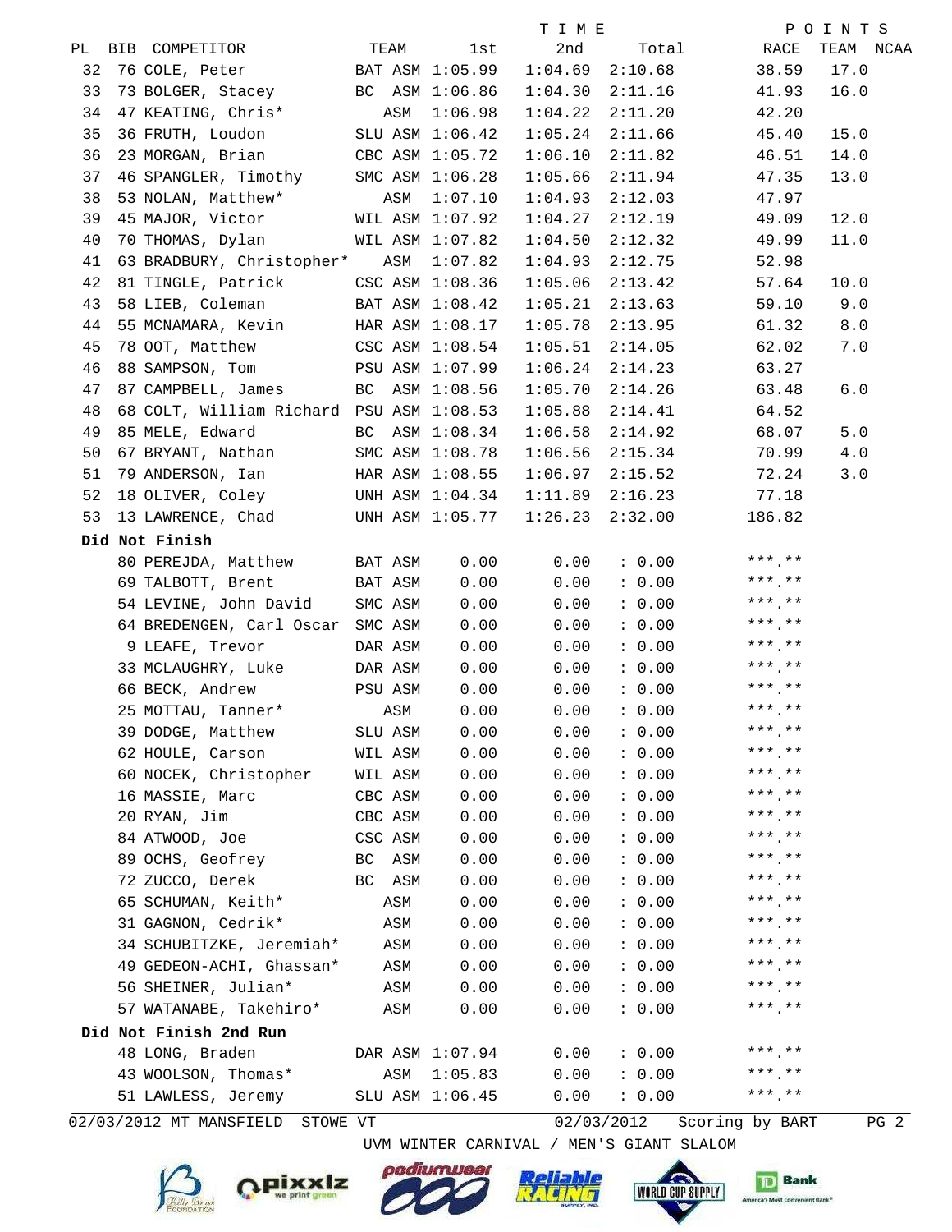| PL | BIB | COMPETITOR | TEAM | | TIME 1st | 2nd | Total | POINTS RACE | TEAM | NCAA |
|---|---|---|---|---|---|---|---|---|---|---|
| 32 | 76 | COLE, Peter | BAT | ASM | 1:05.99 | 1:04.69 | 2:10.68 | 38.59 | 17.0 | |
| 33 | 73 | BOLGER, Stacey | BC | ASM | 1:06.86 | 1:04.30 | 2:11.16 | 41.93 | 16.0 | |
| 34 | 47 | KEATING, Chris* | | ASM | 1:06.98 | 1:04.22 | 2:11.20 | 42.20 | | |
| 35 | 36 | FRUTH, Loudon | SLU | ASM | 1:06.42 | 1:05.24 | 2:11.66 | 45.40 | 15.0 | |
| 36 | 23 | MORGAN, Brian | CBC | ASM | 1:05.72 | 1:06.10 | 2:11.82 | 46.51 | 14.0 | |
| 37 | 46 | SPANGLER, Timothy | SMC | ASM | 1:06.28 | 1:05.66 | 2:11.94 | 47.35 | 13.0 | |
| 38 | 53 | NOLAN, Matthew* | | ASM | 1:07.10 | 1:04.93 | 2:12.03 | 47.97 | | |
| 39 | 45 | MAJOR, Victor | WIL | ASM | 1:07.92 | 1:04.27 | 2:12.19 | 49.09 | 12.0 | |
| 40 | 70 | THOMAS, Dylan | WIL | ASM | 1:07.82 | 1:04.50 | 2:12.32 | 49.99 | 11.0 | |
| 41 | 63 | BRADBURY, Christopher* | | ASM | 1:07.82 | 1:04.93 | 2:12.75 | 52.98 | | |
| 42 | 81 | TINGLE, Patrick | CSC | ASM | 1:08.36 | 1:05.06 | 2:13.42 | 57.64 | 10.0 | |
| 43 | 58 | LIEB, Coleman | BAT | ASM | 1:08.42 | 1:05.21 | 2:13.63 | 59.10 | 9.0 | |
| 44 | 55 | MCNAMARA, Kevin | HAR | ASM | 1:08.17 | 1:05.78 | 2:13.95 | 61.32 | 8.0 | |
| 45 | 78 | OOT, Matthew | CSC | ASM | 1:08.54 | 1:05.51 | 2:14.05 | 62.02 | 7.0 | |
| 46 | 88 | SAMPSON, Tom | PSU | ASM | 1:07.99 | 1:06.24 | 2:14.23 | 63.27 | | |
| 47 | 87 | CAMPBELL, James | BC | ASM | 1:08.56 | 1:05.70 | 2:14.26 | 63.48 | 6.0 | |
| 48 | 68 | COLT, William Richard | PSU | ASM | 1:08.53 | 1:05.88 | 2:14.41 | 64.52 | | |
| 49 | 85 | MELE, Edward | BC | ASM | 1:08.34 | 1:06.58 | 2:14.92 | 68.07 | 5.0 | |
| 50 | 67 | BRYANT, Nathan | SMC | ASM | 1:08.78 | 1:06.56 | 2:15.34 | 70.99 | 4.0 | |
| 51 | 79 | ANDERSON, Ian | HAR | ASM | 1:08.55 | 1:06.97 | 2:15.52 | 72.24 | 3.0 | |
| 52 | 18 | OLIVER, Coley | UNH | ASM | 1:04.34 | 1:11.89 | 2:16.23 | 77.18 | | |
| 53 | 13 | LAWRENCE, Chad | UNH | ASM | 1:05.77 | 1:26.23 | 2:32.00 | 186.82 | | |
| **Did Not Finish** | | | | | | | | | | |
| | 80 | PEREJDA, Matthew | BAT | ASM | 0.00 | 0.00 | : 0.00 | ***.** | | |
| | 69 | TALBOTT, Brent | BAT | ASM | 0.00 | 0.00 | : 0.00 | ***.** | | |
| | 54 | LEVINE, John David | SMC | ASM | 0.00 | 0.00 | : 0.00 | ***.** | | |
| | 64 | BREDENGEN, Carl Oscar | SMC | ASM | 0.00 | 0.00 | : 0.00 | ***.** | | |
| | 9 | LEAFE, Trevor | DAR | ASM | 0.00 | 0.00 | : 0.00 | ***.** | | |
| | 33 | MCLAUGHRY, Luke | DAR | ASM | 0.00 | 0.00 | : 0.00 | ***.** | | |
| | 66 | BECK, Andrew | PSU | ASM | 0.00 | 0.00 | : 0.00 | ***.** | | |
| | 25 | MOTTAU, Tanner* | | ASM | 0.00 | 0.00 | : 0.00 | ***.** | | |
| | 39 | DODGE, Matthew | SLU | ASM | 0.00 | 0.00 | : 0.00 | ***.** | | |
| | 62 | HOULE, Carson | WIL | ASM | 0.00 | 0.00 | : 0.00 | ***.** | | |
| | 60 | NOCEK, Christopher | WIL | ASM | 0.00 | 0.00 | : 0.00 | ***.** | | |
| | 16 | MASSIE, Marc | CBC | ASM | 0.00 | 0.00 | : 0.00 | ***.** | | |
| | 20 | RYAN, Jim | CBC | ASM | 0.00 | 0.00 | : 0.00 | ***.** | | |
| | 84 | ATWOOD, Joe | CSC | ASM | 0.00 | 0.00 | : 0.00 | ***.** | | |
| | 89 | OCHS, Geofrey | BC | ASM | 0.00 | 0.00 | : 0.00 | ***.** | | |
| | 72 | ZUCCO, Derek | BC | ASM | 0.00 | 0.00 | : 0.00 | ***.** | | |
| | 65 | SCHUMAN, Keith* | | ASM | 0.00 | 0.00 | : 0.00 | ***.** | | |
| | 31 | GAGNON, Cedrik* | | ASM | 0.00 | 0.00 | : 0.00 | ***.** | | |
| | 34 | SCHUBITZKE, Jeremiah* | | ASM | 0.00 | 0.00 | : 0.00 | ***.** | | |
| | 49 | GEDEON-ACHI, Ghassan* | | ASM | 0.00 | 0.00 | : 0.00 | ***.** | | |
| | 56 | SHEINER, Julian* | | ASM | 0.00 | 0.00 | : 0.00 | ***.** | | |
| | 57 | WATANABE, Takehiro* | | ASM | 0.00 | 0.00 | : 0.00 | ***.** | | |
| **Did Not Finish 2nd Run** | | | | | | | | | | |
| | 48 | LONG, Braden | DAR | ASM | 1:07.94 | 0.00 | : 0.00 | ***.** | | |
| | 43 | WOOLSON, Thomas* | | ASM | 1:05.83 | 0.00 | : 0.00 | ***.** | | |
| | 51 | LAWLESS, Jeremy | SLU | ASM | 1:06.45 | 0.00 | : 0.00 | ***.** | | |

02/03/2012 MT MANSFIELD STOWE VT 02/03/2012 Scoring by BART

UVM WINTER CARNIVAL / MEN'S GIANT SLALOM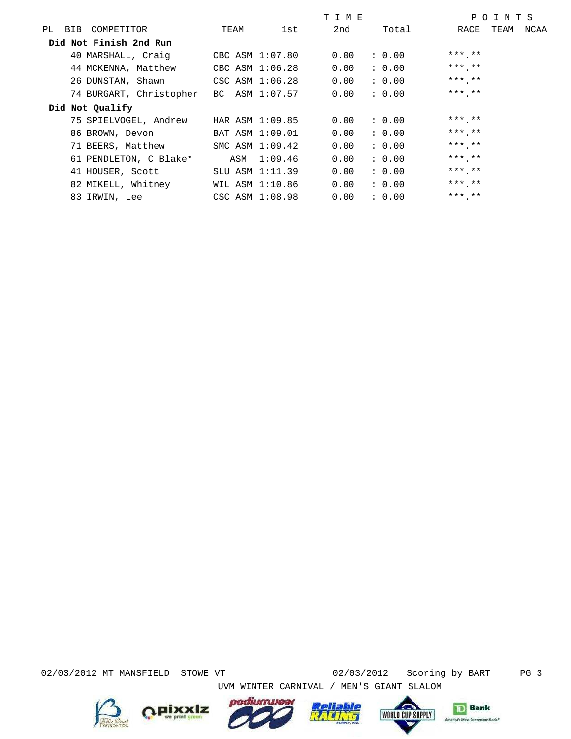| PL | BIB | COMPETITOR | TEAM | | TIME 1st | 2nd | Total | POINTS RACE | TEAM | NCAA |
|---|---|---|---|---|---|---|---|---|---|---|
| **Did Not Finish 2nd Run** | | | | | | | | | | |
| | 40 | MARSHALL, Craig | CBC | ASM | 1:07.80 | 0.00 | : 0.00 | ***.** | | |
| | 44 | MCKENNA, Matthew | CBC | ASM | 1:06.28 | 0.00 | : 0.00 | ***.** | | |
| | 26 | DUNSTAN, Shawn | CSC | ASM | 1:06.28 | 0.00 | : 0.00 | ***.** | | |
| | 74 | BURGART, Christopher | BC | ASM | 1:07.57 | 0.00 | : 0.00 | ***.** | | |
| **Did Not Qualify** | | | | | | | | | | |
| | 75 | SPIELVOGEL, Andrew | HAR | ASM | 1:09.85 | 0.00 | : 0.00 | ***.** | | |
| | 86 | BROWN, Devon | BAT | ASM | 1:09.01 | 0.00 | : 0.00 | ***.** | | |
| | 71 | BEERS, Matthew | SMC | ASM | 1:09.42 | 0.00 | : 0.00 | ***.** | | |
| | 61 | PENDLETON, C Blake* | | ASM | 1:09.46 | 0.00 | : 0.00 | ***.** | | |
| | 41 | HOUSER, Scott | SLU | ASM | 1:11.39 | 0.00 | : 0.00 | ***.** | | |
| | 82 | MIKELL, Whitney | WIL | ASM | 1:10.86 | 0.00 | : 0.00 | ***.** | | |
| | 83 | IRWIN, Lee | CSC | ASM | 1:08.98 | 0.00 | : 0.00 | ***.** | | |